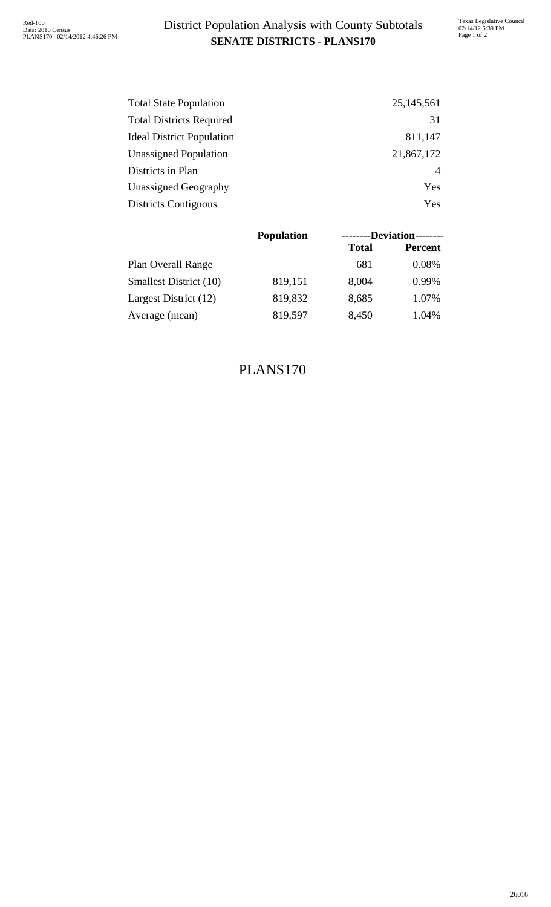# District Population Analysis with County Subtotals

**SENATE DISTRICTS - PLANS170**

| | |
|---|---|
| Total State Population | 25,145,561 |
| Total Districts Required | 31 |
| Ideal District Population | 811,147 |
| Unassigned Population | 21,867,172 |
| Districts in Plan | 4 |
| Unassigned Geography | Yes |
| Districts Contiguous | Yes |

| | Population | --------Deviation-------- | |
|---|---|---|---|
| | | **Total** | **Percent** |
| Plan Overall Range | | 681 | 0.08% |
| Smallest District (10) | 819,151 | 8,004 | 0.99% |
| Largest District (12) | 819,832 | 8,685 | 1.07% |
| Average (mean) | 819,597 | 8,450 | 1.04% |

PLANS170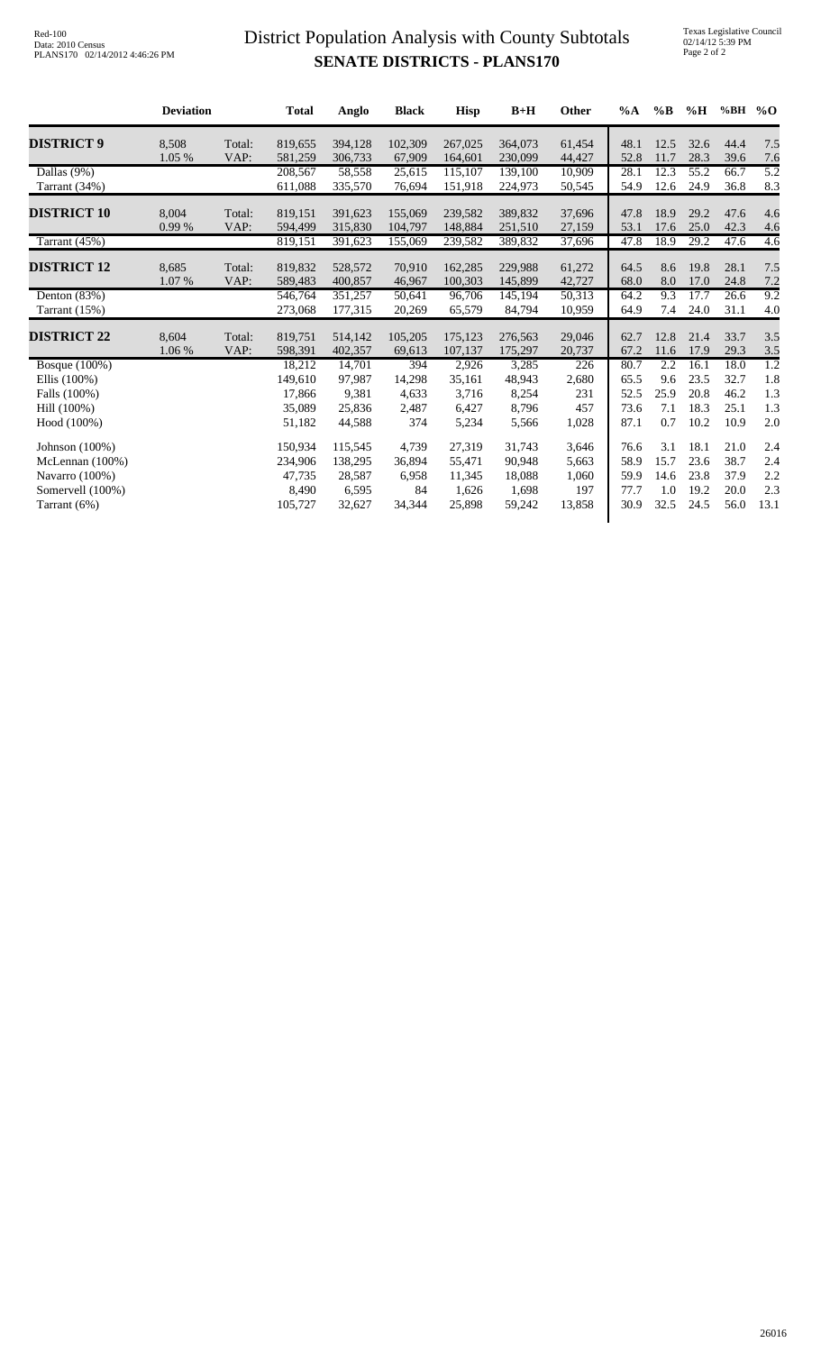# District Population Analysis with County Subtotals

## SENATE DISTRICTS - PLANS170

Red-100
Data: 2010 Census
PLANS170 02/14/2012 4:46:26 PM

Texas Legislative Council
02/14/12 5:39 PM

| | Deviation | | Total | Anglo | Black | Hisp | B+H | Other | %A | %B | %H | %BH | %O |
|---|---|---|---|---|---|---|---|---|---|---|---|---|---|
| **DISTRICT 9** | 8,508 | Total: | 819,655 | 394,128 | 102,309 | 267,025 | 364,073 | 61,454 | 48.1 | 12.5 | 32.6 | 44.4 | 7.5 |
| | 1.05 % | VAP: | 581,259 | 306,733 | 67,909 | 164,601 | 230,099 | 44,427 | 52.8 | 11.7 | 28.3 | 39.6 | 7.6 |
| Dallas (9%) | | | 208,567 | 58,558 | 25,615 | 115,107 | 139,100 | 10,909 | 28.1 | 12.3 | 55.2 | 66.7 | 5.2 |
| Tarrant (34%) | | | 611,088 | 335,570 | 76,694 | 151,918 | 224,973 | 50,545 | 54.9 | 12.6 | 24.9 | 36.8 | 8.3 |
| **DISTRICT 10** | 8,004 | Total: | 819,151 | 391,623 | 155,069 | 239,582 | 389,832 | 37,696 | 47.8 | 18.9 | 29.2 | 47.6 | 4.6 |
| | 0.99 % | VAP: | 594,499 | 315,830 | 104,797 | 148,884 | 251,510 | 27,159 | 53.1 | 17.6 | 25.0 | 42.3 | 4.6 |
| Tarrant (45%) | | | 819,151 | 391,623 | 155,069 | 239,582 | 389,832 | 37,696 | 47.8 | 18.9 | 29.2 | 47.6 | 4.6 |
| **DISTRICT 12** | 8,685 | Total: | 819,832 | 528,572 | 70,910 | 162,285 | 229,988 | 61,272 | 64.5 | 8.6 | 19.8 | 28.1 | 7.5 |
| | 1.07 % | VAP: | 589,483 | 400,857 | 46,967 | 100,303 | 145,899 | 42,727 | 68.0 | 8.0 | 17.0 | 24.8 | 7.2 |
| Denton (83%) | | | 546,764 | 351,257 | 50,641 | 96,706 | 145,194 | 50,313 | 64.2 | 9.3 | 17.7 | 26.6 | 9.2 |
| Tarrant (15%) | | | 273,068 | 177,315 | 20,269 | 65,579 | 84,794 | 10,959 | 64.9 | 7.4 | 24.0 | 31.1 | 4.0 |
| **DISTRICT 22** | 8,604 | Total: | 819,751 | 514,142 | 105,205 | 175,123 | 276,563 | 29,046 | 62.7 | 12.8 | 21.4 | 33.7 | 3.5 |
| | 1.06 % | VAP: | 598,391 | 402,357 | 69,613 | 107,137 | 175,297 | 20,737 | 67.2 | 11.6 | 17.9 | 29.3 | 3.5 |
| Bosque (100%) | | | 18,212 | 14,701 | 394 | 2,926 | 3,285 | 226 | 80.7 | 2.2 | 16.1 | 18.0 | 1.2 |
| Ellis (100%) | | | 149,610 | 97,987 | 14,298 | 35,161 | 48,943 | 2,680 | 65.5 | 9.6 | 23.5 | 32.7 | 1.8 |
| Falls (100%) | | | 17,866 | 9,381 | 4,633 | 3,716 | 8,254 | 231 | 52.5 | 25.9 | 20.8 | 46.2 | 1.3 |
| Hill (100%) | | | 35,089 | 25,836 | 2,487 | 6,427 | 8,796 | 457 | 73.6 | 7.1 | 18.3 | 25.1 | 1.3 |
| Hood (100%) | | | 51,182 | 44,588 | 374 | 5,234 | 5,566 | 1,028 | 87.1 | 0.7 | 10.2 | 10.9 | 2.0 |
| Johnson (100%) | | | 150,934 | 115,545 | 4,739 | 27,319 | 31,743 | 3,646 | 76.6 | 3.1 | 18.1 | 21.0 | 2.4 |
| McLennan (100%) | | | 234,906 | 138,295 | 36,894 | 55,471 | 90,948 | 5,663 | 58.9 | 15.7 | 23.6 | 38.7 | 2.4 |
| Navarro (100%) | | | 47,735 | 28,587 | 6,958 | 11,345 | 18,088 | 1,060 | 59.9 | 14.6 | 23.8 | 37.9 | 2.2 |
| Somervell (100%) | | | 8,490 | 6,595 | 84 | 1,626 | 1,698 | 197 | 77.7 | 1.0 | 19.2 | 20.0 | 2.3 |
| Tarrant (6%) | | | 105,727 | 32,627 | 34,344 | 25,898 | 59,242 | 13,858 | 30.9 | 32.5 | 24.5 | 56.0 | 13.1 |

26016